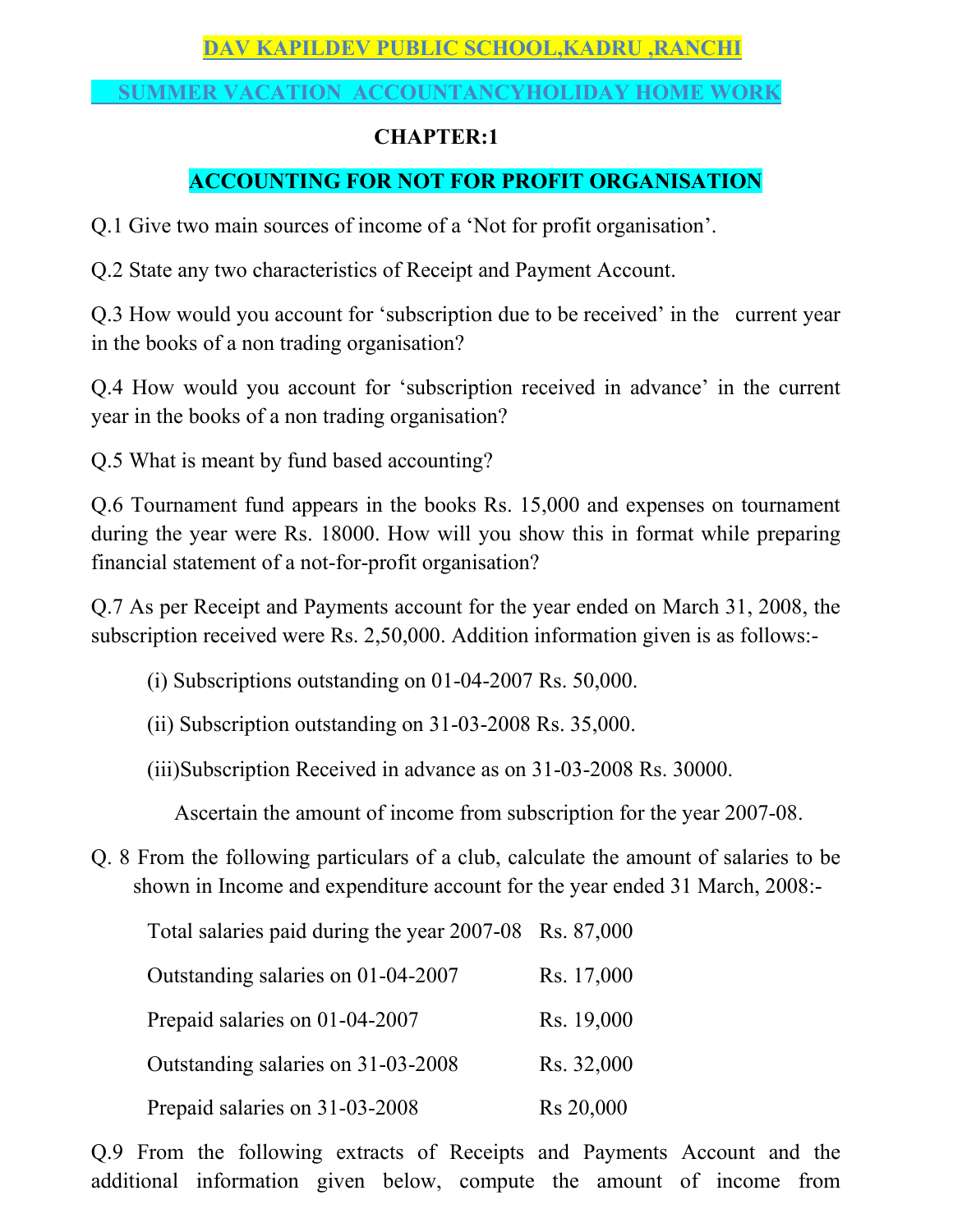# DAV KAPILDEV PUBLIC SCHOOL,KADRU ,RANCHI

## SUMMER VACATION ACCOUNTANCYHOLIDAY HOME WORK

### CHAPTER:1

### ACCOUNTING FOR NOT FOR PROFIT ORGANISATION

Q.1 Give two main sources of income of a 'Not for profit organisation'.

Q.2 State any two characteristics of Receipt and Payment Account.

Q.3 How would you account for 'subscription due to be received' in the current year in the books of a non trading organisation?

Q.4 How would you account for 'subscription received in advance' in the current year in the books of a non trading organisation?

Q.5 What is meant by fund based accounting?

Q.6 Tournament fund appears in the books Rs. 15,000 and expenses on tournament during the year were Rs. 18000. How will you show this in format while preparing financial statement of a not-for-profit organisation?

Q.7 As per Receipt and Payments account for the year ended on March 31, 2008, the subscription received were Rs. 2,50,000. Addition information given is as follows:-

(i) Subscriptions outstanding on 01-04-2007 Rs. 50,000.

(ii) Subscription outstanding on 31-03-2008 Rs. 35,000.

(iii)Subscription Received in advance as on 31-03-2008 Rs. 30000.

Ascertain the amount of income from subscription for the year 2007-08.

Q. 8 From the following particulars of a club, calculate the amount of salaries to be shown in Income and expenditure account for the year ended 31 March, 2008:-

| | |
|---|---|
| Total salaries paid during the year 2007-08 | Rs. 87,000 |
| Outstanding salaries on 01-04-2007 | Rs. 17,000 |
| Prepaid salaries on 01-04-2007 | Rs. 19,000 |
| Outstanding salaries on 31-03-2008 | Rs. 32,000 |
| Prepaid salaries on 31-03-2008 | Rs 20,000 |

Q.9 From the following extracts of Receipts and Payments Account and the additional information given below, compute the amount of income from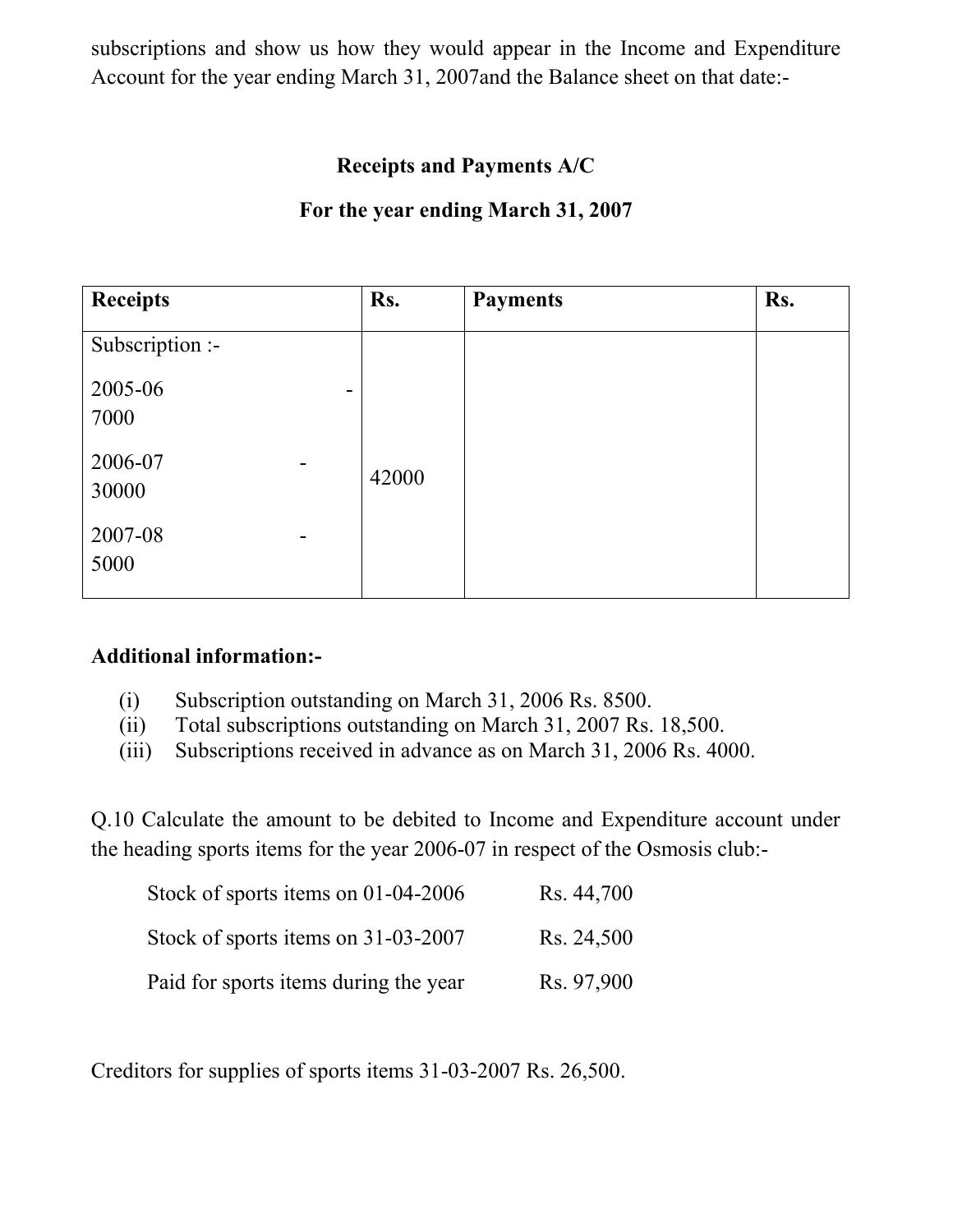subscriptions and show us how they would appear in the Income and Expenditure Account for the year ending March 31, 2007and the Balance sheet on that date:-

**Receipts and Payments A/C**

**For the year ending March 31, 2007**

| **Receipts** | **Rs.** | **Payments** | **Rs.** |
|---|---|---|---|
| Subscription :-<br>2005-06 - 7000<br>2006-07 - 30000<br>2007-08 - 5000 | 42000 | | |

**Additional information:-**

(i) Subscription outstanding on March 31, 2006 Rs. 8500.
(ii) Total subscriptions outstanding on March 31, 2007 Rs. 18,500.
(iii) Subscriptions received in advance as on March 31, 2006 Rs. 4000.

Q.10 Calculate the amount to be debited to Income and Expenditure account under the heading sports items for the year 2006-07 in respect of the Osmosis club:-

| | |
|---|---|
| Stock of sports items on 01-04-2006 | Rs. 44,700 |
| Stock of sports items on 31-03-2007 | Rs. 24,500 |
| Paid for sports items during the year | Rs. 97,900 |

Creditors for supplies of sports items 31-03-2007 Rs. 26,500.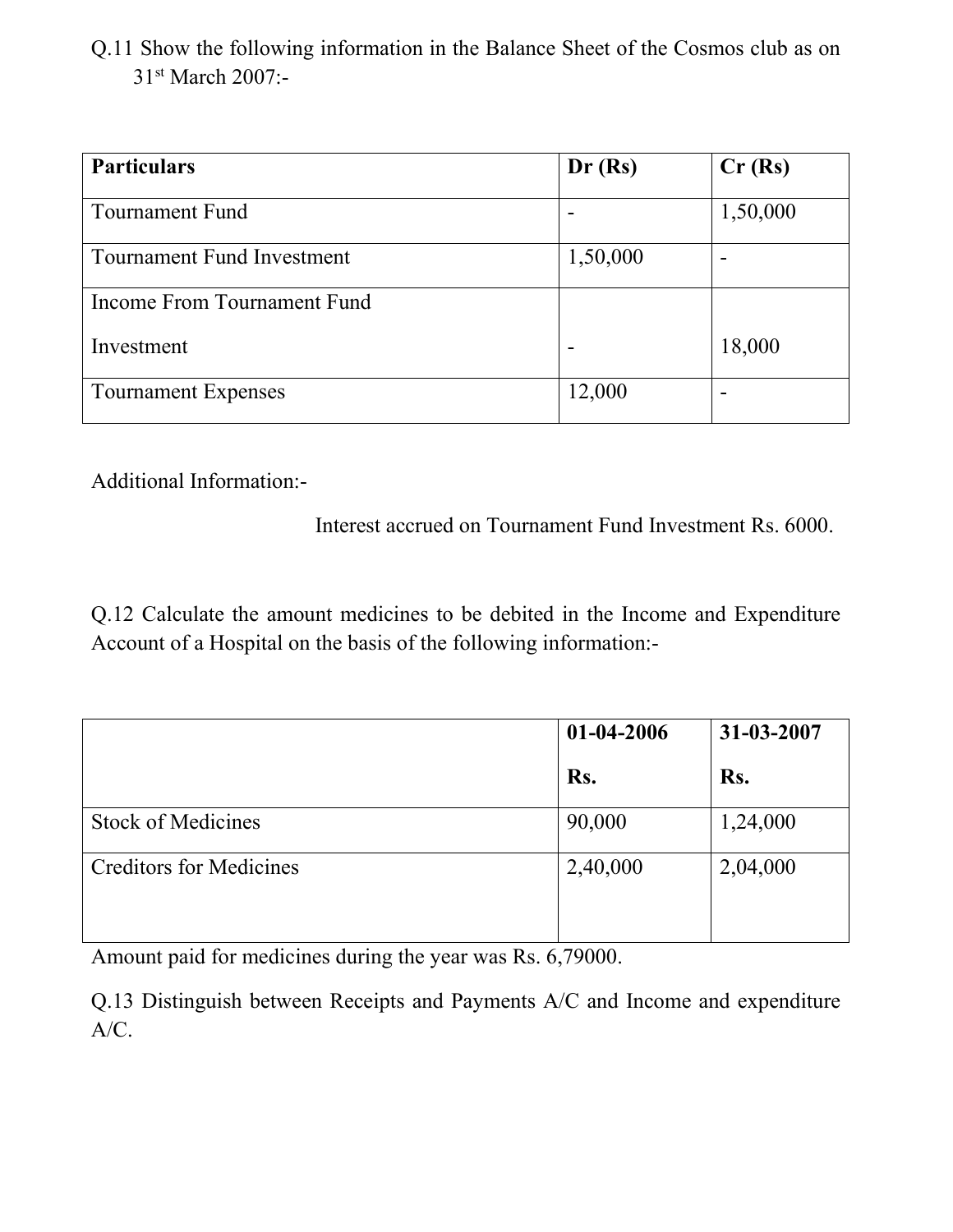Q.11 Show the following information in the Balance Sheet of the Cosmos club as on 31st March 2007:-

| Particulars | Dr (Rs) | Cr (Rs) |
|---|---|---|
| Tournament Fund | - | 1,50,000 |
| Tournament Fund Investment | 1,50,000 | - |
| Income From Tournament Fund Investment | - | 18,000 |
| Tournament Expenses | 12,000 | - |

Additional Information:-

Interest accrued on Tournament Fund Investment Rs. 6000.

Q.12 Calculate the amount medicines to be debited in the Income and Expenditure Account of a Hospital on the basis of the following information:-

| | 01-04-2006 Rs. | 31-03-2007 Rs. |
|---|---|---|
| Stock of Medicines | 90,000 | 1,24,000 |
| Creditors for Medicines | 2,40,000 | 2,04,000 |

Amount paid for medicines during the year was Rs. 6,79000.

Q.13 Distinguish between Receipts and Payments A/C and Income and expenditure A/C.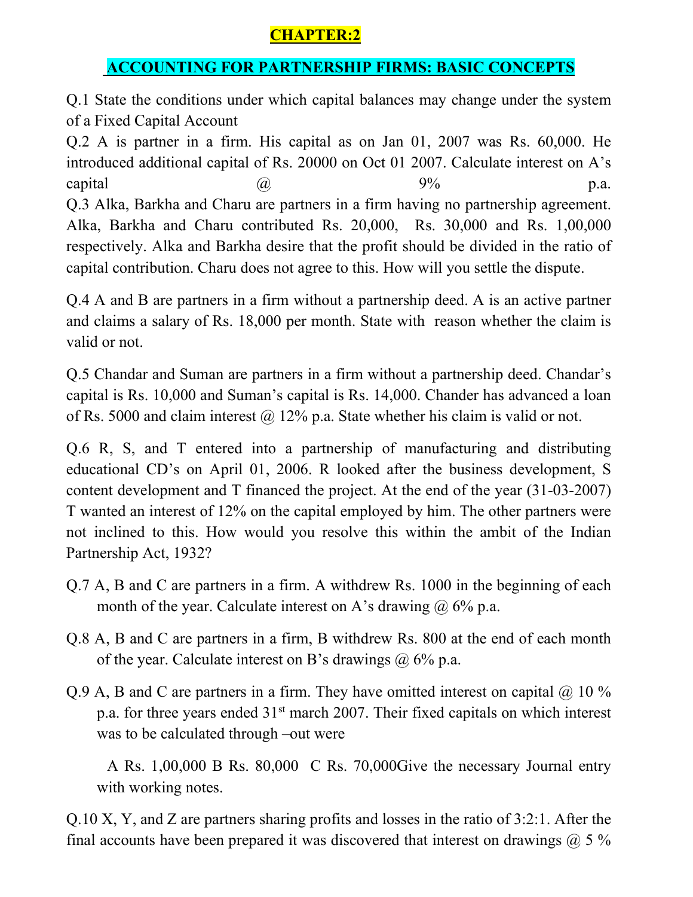# CHAPTER:2

## ACCOUNTING FOR PARTNERSHIP FIRMS: BASIC CONCEPTS

Q.1 State the conditions under which capital balances may change under the system of a Fixed Capital Account

Q.2 A is partner in a firm. His capital as on Jan 01, 2007 was Rs. 60,000. He introduced additional capital of Rs. 20000 on Oct 01 2007. Calculate interest on A's capital @ 9% p.a.

Q.3 Alka, Barkha and Charu are partners in a firm having no partnership agreement. Alka, Barkha and Charu contributed Rs. 20,000, Rs. 30,000 and Rs. 1,00,000 respectively. Alka and Barkha desire that the profit should be divided in the ratio of capital contribution. Charu does not agree to this. How will you settle the dispute.

Q.4 A and B are partners in a firm without a partnership deed. A is an active partner and claims a salary of Rs. 18,000 per month. State with reason whether the claim is valid or not.

Q.5 Chandar and Suman are partners in a firm without a partnership deed. Chandar's capital is Rs. 10,000 and Suman's capital is Rs. 14,000. Chander has advanced a loan of Rs. 5000 and claim interest @ 12% p.a. State whether his claim is valid or not.

Q.6 R, S, and T entered into a partnership of manufacturing and distributing educational CD's on April 01, 2006. R looked after the business development, S content development and T financed the project. At the end of the year (31-03-2007) T wanted an interest of 12% on the capital employed by him. The other partners were not inclined to this. How would you resolve this within the ambit of the Indian Partnership Act, 1932?

Q.7 A, B and C are partners in a firm. A withdrew Rs. 1000 in the beginning of each month of the year. Calculate interest on A's drawing @ 6% p.a.

Q.8 A, B and C are partners in a firm, B withdrew Rs. 800 at the end of each month of the year. Calculate interest on B's drawings @ 6% p.a.

Q.9 A, B and C are partners in a firm. They have omitted interest on capital @ 10 % p.a. for three years ended 31st march 2007. Their fixed capitals on which interest was to be calculated through –out were

A Rs. 1,00,000 B Rs. 80,000 C Rs. 70,000Give the necessary Journal entry with working notes.

Q.10 X, Y, and Z are partners sharing profits and losses in the ratio of 3:2:1. After the final accounts have been prepared it was discovered that interest on drawings @ 5 %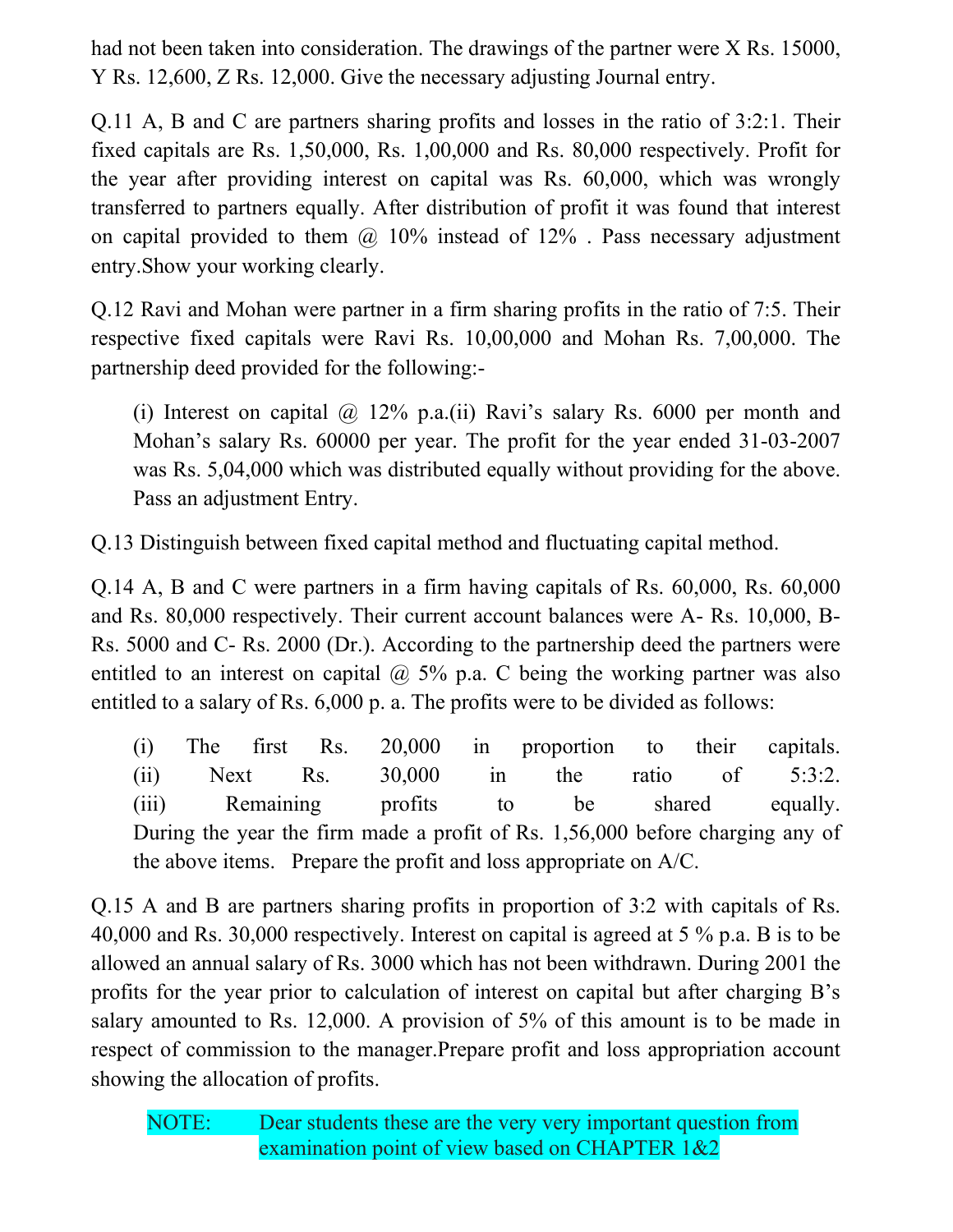had not been taken into consideration. The drawings of the partner were X Rs. 15000, Y Rs. 12,600, Z Rs. 12,000. Give the necessary adjusting Journal entry.

Q.11 A, B and C are partners sharing profits and losses in the ratio of 3:2:1. Their fixed capitals are Rs. 1,50,000, Rs. 1,00,000 and Rs. 80,000 respectively. Profit for the year after providing interest on capital was Rs. 60,000, which was wrongly transferred to partners equally. After distribution of profit it was found that interest on capital provided to them @ 10% instead of 12% . Pass necessary adjustment entry.Show your working clearly.

Q.12 Ravi and Mohan were partner in a firm sharing profits in the ratio of 7:5. Their respective fixed capitals were Ravi Rs. 10,00,000 and Mohan Rs. 7,00,000. The partnership deed provided for the following:-

(i) Interest on capital @ 12% p.a.(ii) Ravi's salary Rs. 6000 per month and Mohan's salary Rs. 60000 per year. The profit for the year ended 31-03-2007 was Rs. 5,04,000 which was distributed equally without providing for the above. Pass an adjustment Entry.

Q.13 Distinguish between fixed capital method and fluctuating capital method.

Q.14 A, B and C were partners in a firm having capitals of Rs. 60,000, Rs. 60,000 and Rs. 80,000 respectively. Their current account balances were A- Rs. 10,000, B- Rs. 5000 and C- Rs. 2000 (Dr.). According to the partnership deed the partners were entitled to an interest on capital @ 5% p.a. C being the working partner was also entitled to a salary of Rs. 6,000 p. a. The profits were to be divided as follows:

(i) The first Rs. 20,000 in proportion to their capitals.
(ii) Next Rs. 30,000 in the ratio of 5:3:2.
(iii) Remaining profits to be shared equally.
During the year the firm made a profit of Rs. 1,56,000 before charging any of the above items. Prepare the profit and loss appropriate on A/C.

Q.15 A and B are partners sharing profits in proportion of 3:2 with capitals of Rs. 40,000 and Rs. 30,000 respectively. Interest on capital is agreed at 5 % p.a. B is to be allowed an annual salary of Rs. 3000 which has not been withdrawn. During 2001 the profits for the year prior to calculation of interest on capital but after charging B's salary amounted to Rs. 12,000. A provision of 5% of this amount is to be made in respect of commission to the manager.Prepare profit and loss appropriation account showing the allocation of profits.

NOTE: Dear students these are the very very important question from examination point of view based on CHAPTER 1&2